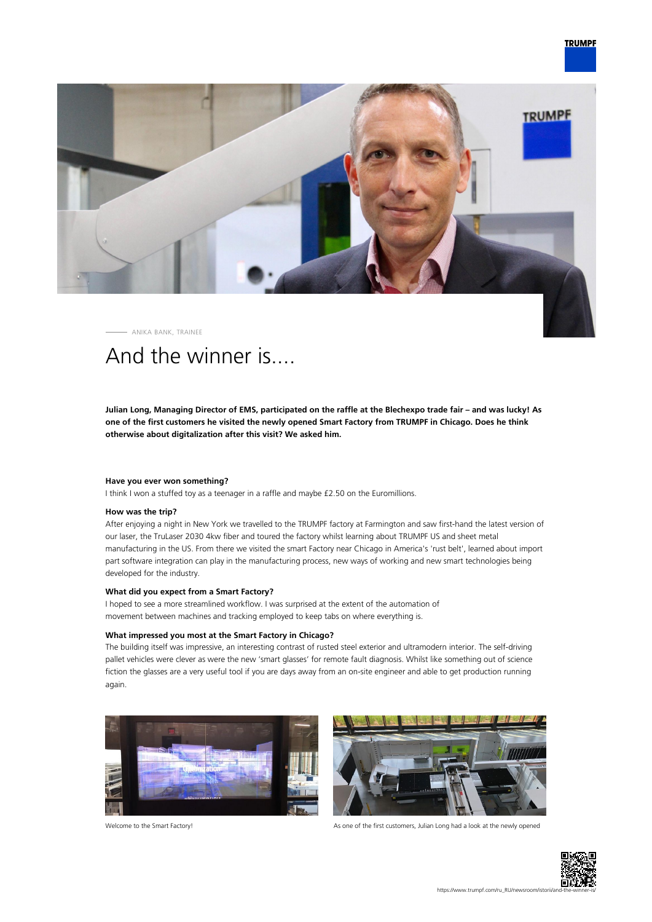ANIKA BANK, TRAINEE

# And the winner is….

**Julian Long, Managing Director of EMS, participated on the raffle at the Blechexpo trade fair – and was lucky! As one of the first customers he visited the newly opened Smart Factory from TRUMPF in Chicago. Does he think otherwise about digitalization after this visit? We asked him.**

**Have you ever won something?**

I think I won a stuffed toy as a teenager in a raffle and maybe £2.50 on the Euromillions.

**How was the trip?**

After enjoying a night in New York we travelled to the TRUMPF factory at Farmington and saw first-hand the latest version of our laser, the TruLaser 2030 4kw fiber and toured the factory whilst learning about TRUMPF US and sheet metal manufacturing in the US. From there we visited the smart Factory near Chicago in America's 'rust belt', learned about import part software integration can play in the manufacturing process, new ways of working and new smart technologies being developed for the industry.

**What did you expect from a Smart Factory?**

I hoped to see a more streamlined workflow. I was surprised at the extent of the automation of movement between machines and tracking employed to keep tabs on where everything is.

**What impressed you most at the Smart Factory in Chicago?**

The building itself was impressive, an interesting contrast of rusted steel exterior and ultramodern interior. The self-driving pallet vehicles were clever as were the new 'smart glasses' for remote fault diagnosis. Whilst like something out of science fiction the glasses are a very useful tool if you are days away from an on-site engineer and able to get production running again.

Welcome to the Smart Factory!

As one of the first customers, Julian Long had a look at the newly opened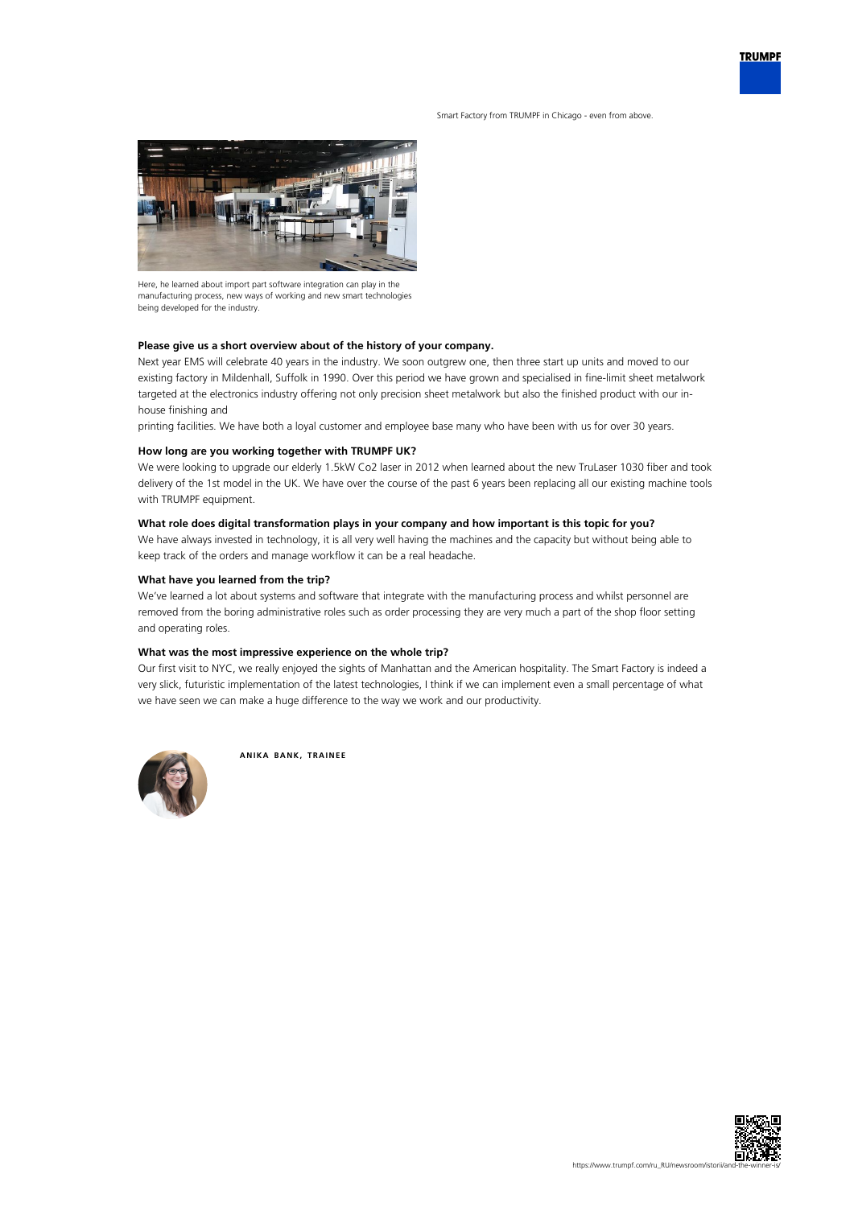Smart Factory from TRUMPF in Chicago - even from above.

Here, he learned about import part software integration can play in the manufacturing process, new ways of working and new smart technologies being developed for the industry.

**Please give us a short overview about of the history of your company.**

Next year EMS will celebrate 40 years in the industry. We soon outgrew one, then three start up units and moved to our existing factory in Mildenhall, Suffolk in 1990. Over this period we have grown and specialised in fine-limit sheet metalwork targeted at the electronics industry offering not only precision sheet metalwork but also the finished product with our in-house finishing and

printing facilities. We have both a loyal customer and employee base many who have been with us for over 30 years.

**How long are you working together with TRUMPF UK?**

We were looking to upgrade our elderly 1.5kW Co2 laser in 2012 when learned about the new TruLaser 1030 fiber and took delivery of the 1st model in the UK. We have over the course of the past 6 years been replacing all our existing machine tools with TRUMPF equipment.

**What role does digital transformation plays in your company and how important is this topic for you?**

We have always invested in technology, it is all very well having the machines and the capacity but without being able to keep track of the orders and manage workflow it can be a real headache.

**What have you learned from the trip?**

We've learned a lot about systems and software that integrate with the manufacturing process and whilst personnel are removed from the boring administrative roles such as order processing they are very much a part of the shop floor setting and operating roles.

**What was the most impressive experience on the whole trip?**

Our first visit to NYC, we really enjoyed the sights of Manhattan and the American hospitality. The Smart Factory is indeed a very slick, futuristic implementation of the latest technologies, I think if we can implement even a small percentage of what we have seen we can make a huge difference to the way we work and our productivity.

ANIKA BANK, TRAINEE